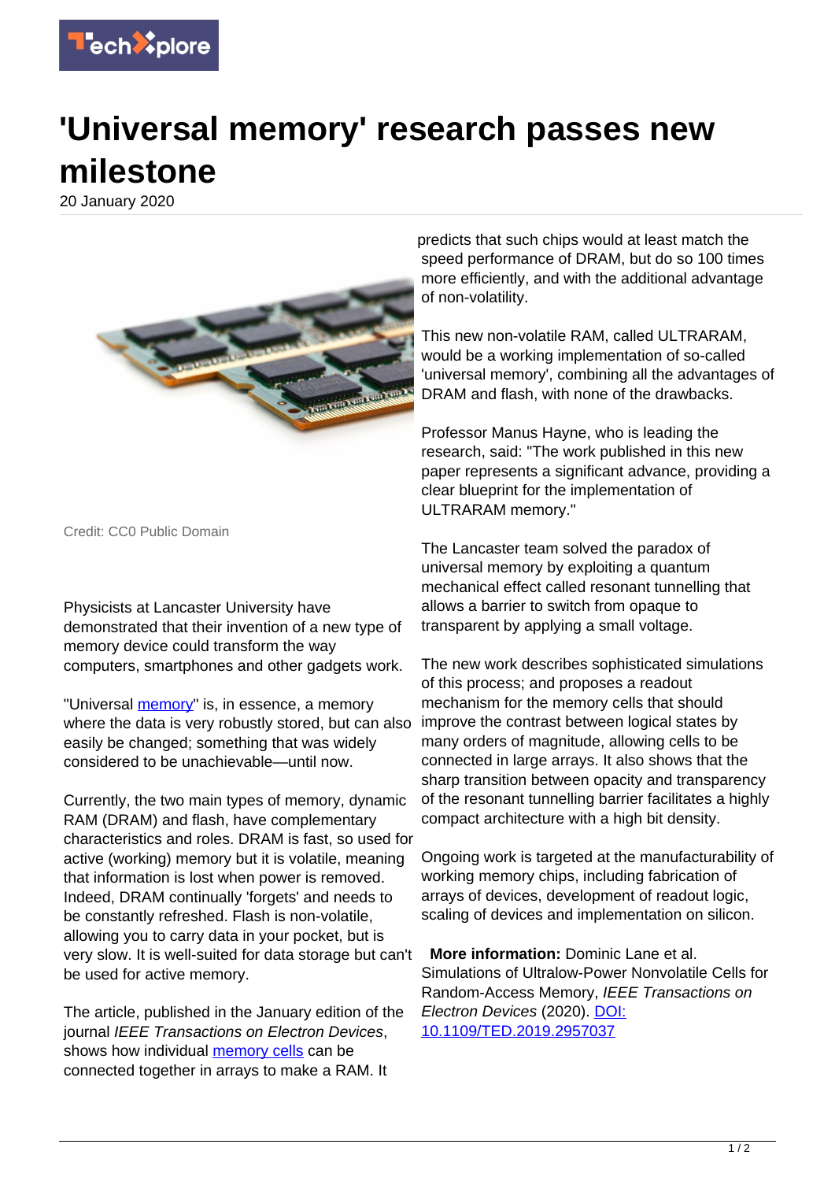# 'Universal memory' research passes new milestone

20 January 2020

Credit: CC0 Public Domain

Physicists at Lancaster University have demonstrated that their invention of a new type of memory device could transform the way computers, smartphones and other gadgets work.

"Universal memory" is, in essence, a memory where the data is very robustly stored, but can also easily be changed; something that was widely considered to be unachievable—until now.

Currently, the two main types of memory, dynamic RAM (DRAM) and flash, have complementary characteristics and roles. DRAM is fast, so used for active (working) memory but it is volatile, meaning that information is lost when power is removed. Indeed, DRAM continually 'forgets' and needs to be constantly refreshed. Flash is non-volatile, allowing you to carry data in your pocket, but is very slow. It is well-suited for data storage but can't be used for active memory.

The article, published in the January edition of the journal *IEEE Transactions on Electron Devices*, shows how individual memory cells can be connected together in arrays to make a RAM. It predicts that such chips would at least match the speed performance of DRAM, but do so 100 times more efficiently, and with the additional advantage of non-volatility.

This new non-volatile RAM, called ULTRARAM, would be a working implementation of so-called 'universal memory', combining all the advantages of DRAM and flash, with none of the drawbacks.

Professor Manus Hayne, who is leading the research, said: "The work published in this new paper represents a significant advance, providing a clear blueprint for the implementation of ULTRARAM memory."

The Lancaster team solved the paradox of universal memory by exploiting a quantum mechanical effect called resonant tunnelling that allows a barrier to switch from opaque to transparent by applying a small voltage.

The new work describes sophisticated simulations of this process; and proposes a readout mechanism for the memory cells that should improve the contrast between logical states by many orders of magnitude, allowing cells to be connected in large arrays. It also shows that the sharp transition between opacity and transparency of the resonant tunnelling barrier facilitates a highly compact architecture with a high bit density.

Ongoing work is targeted at the manufacturability of working memory chips, including fabrication of arrays of devices, development of readout logic, scaling of devices and implementation on silicon.

**More information:** Dominic Lane et al. Simulations of Ultralow-Power Nonvolatile Cells for Random-Access Memory, *IEEE Transactions on Electron Devices* (2020). DOI: 10.1109/TED.2019.2957037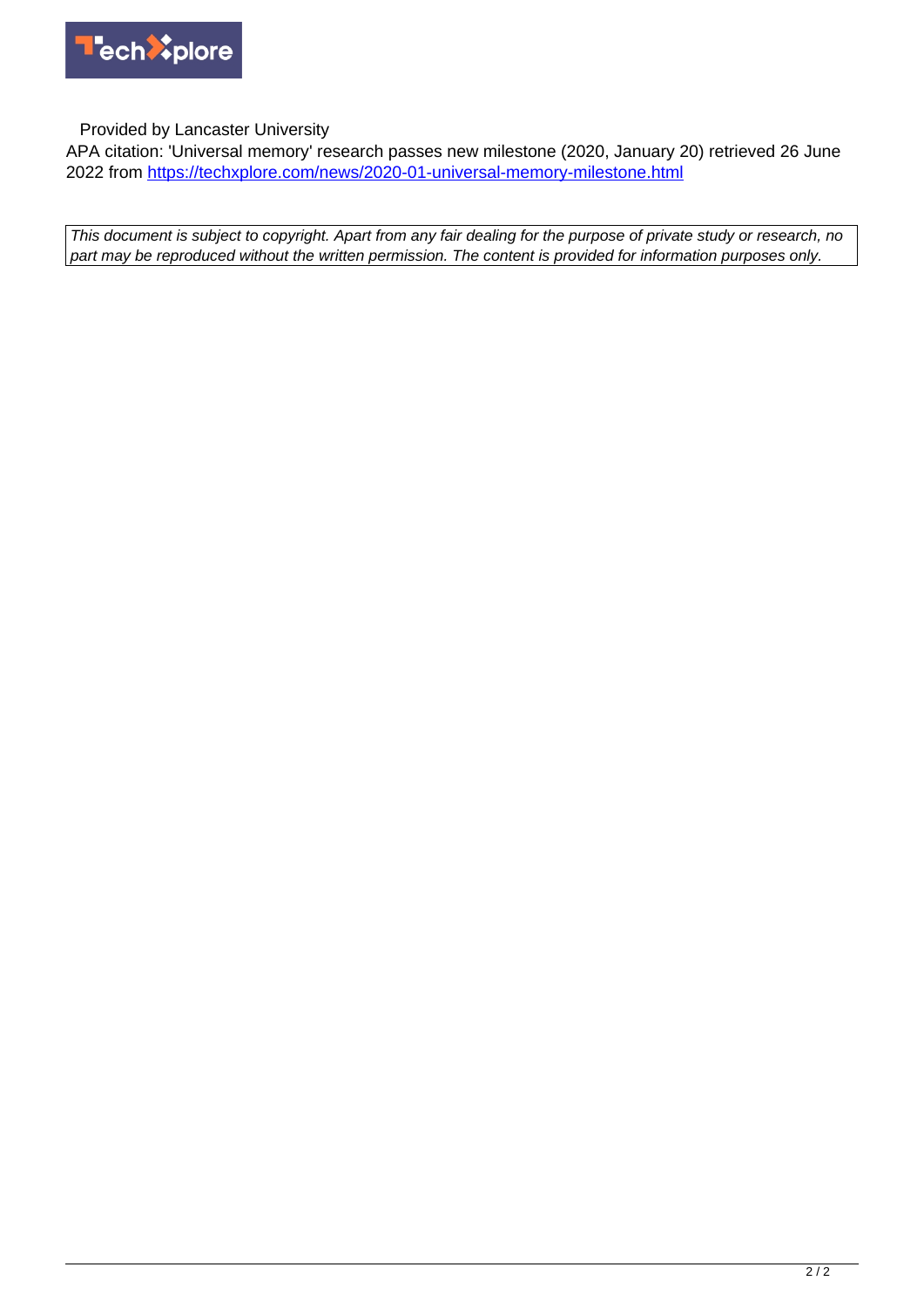Provided by Lancaster University

APA citation: 'Universal memory' research passes new milestone (2020, January 20) retrieved 26 June 2022 from https://techxplore.com/news/2020-01-universal-memory-milestone.html

*This document is subject to copyright. Apart from any fair dealing for the purpose of private study or research, no part may be reproduced without the written permission. The content is provided for information purposes only.*